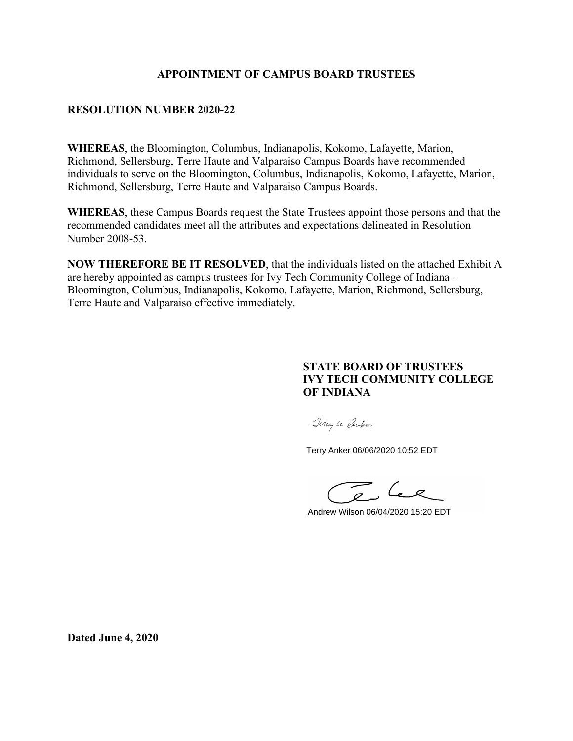# APPOINTMENT OF CAMPUS BOARD TRUSTEES

## RESOLUTION NUMBER 2020-22

**WHEREAS**, the Bloomington, Columbus, Indianapolis, Kokomo, Lafayette, Marion, Richmond, Sellersburg, Terre Haute and Valparaiso Campus Boards have recommended individuals to serve on the Bloomington, Columbus, Indianapolis, Kokomo, Lafayette, Marion, Richmond, Sellersburg, Terre Haute and Valparaiso Campus Boards.

**WHEREAS**, these Campus Boards request the State Trustees appoint those persons and that the recommended candidates meet all the attributes and expectations delineated in Resolution Number 2008-53.

**NOW THEREFORE BE IT RESOLVED**, that the individuals listed on the attached Exhibit A are hereby appointed as campus trustees for Ivy Tech Community College of Indiana – Bloomington, Columbus, Indianapolis, Kokomo, Lafayette, Marion, Richmond, Sellersburg, Terre Haute and Valparaiso effective immediately.

**STATE BOARD OF TRUSTEES**
**IVY TECH COMMUNITY COLLEGE OF INDIANA**

Terry Anker 06/06/2020 10:52 EDT

Andrew Wilson 06/04/2020 15:20 EDT

**Dated June 4, 2020**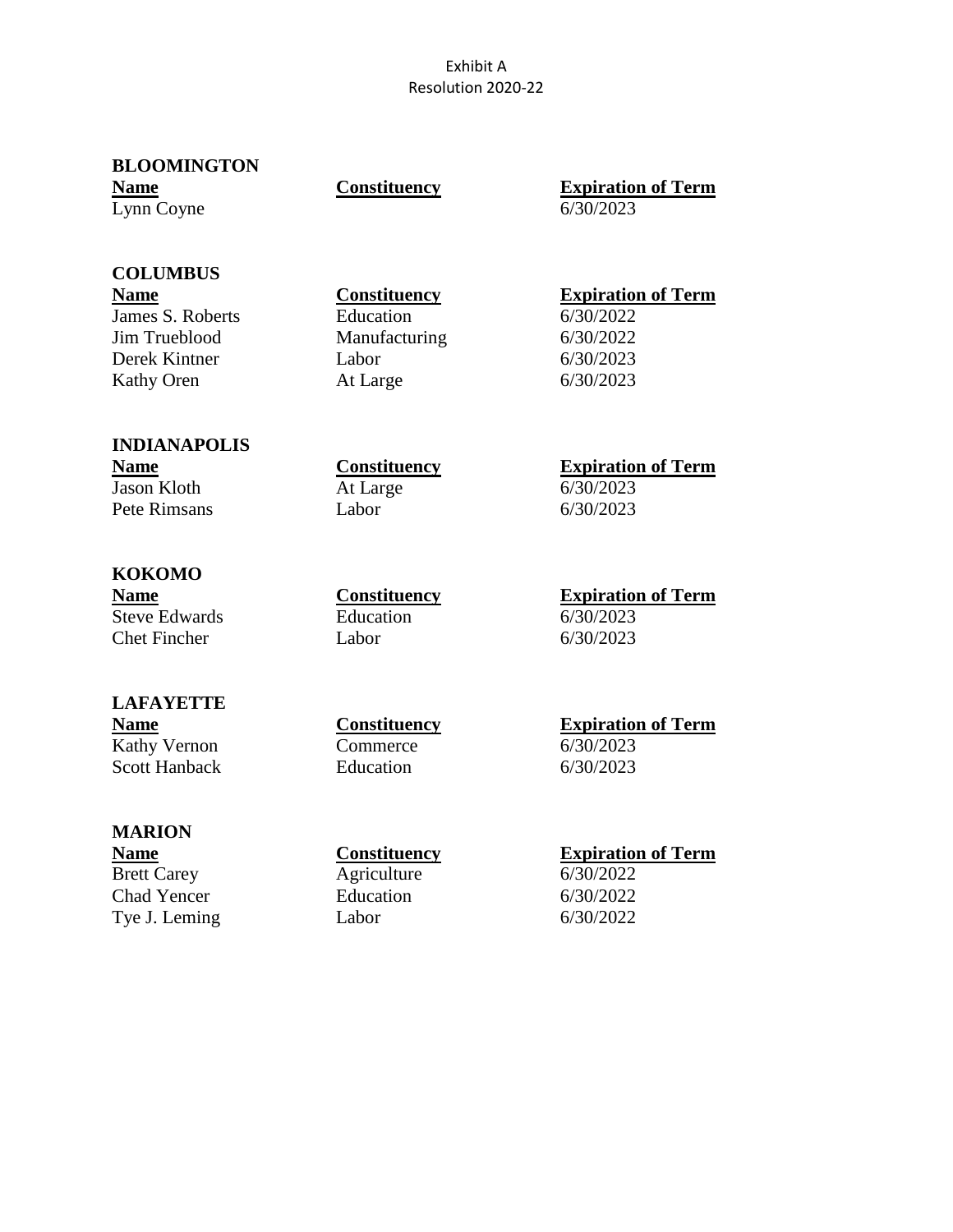Exhibit A
Resolution 2020-22

## BLOOMINGTON

| Name | Constituency | Expiration of Term |
| --- | --- | --- |
| Lynn Coyne | | 6/30/2023 |

## COLUMBUS

| Name | Constituency | Expiration of Term |
| --- | --- | --- |
| James S. Roberts | Education | 6/30/2022 |
| Jim Trueblood | Manufacturing | 6/30/2022 |
| Derek Kintner | Labor | 6/30/2023 |
| Kathy Oren | At Large | 6/30/2023 |

## INDIANAPOLIS

| Name | Constituency | Expiration of Term |
| --- | --- | --- |
| Jason Kloth | At Large | 6/30/2023 |
| Pete Rimsans | Labor | 6/30/2023 |

## KOKOMO

| Name | Constituency | Expiration of Term |
| --- | --- | --- |
| Steve Edwards | Education | 6/30/2023 |
| Chet Fincher | Labor | 6/30/2023 |

## LAFAYETTE

| Name | Constituency | Expiration of Term |
| --- | --- | --- |
| Kathy Vernon | Commerce | 6/30/2023 |
| Scott Hanback | Education | 6/30/2023 |

## MARION

| Name | Constituency | Expiration of Term |
| --- | --- | --- |
| Brett Carey | Agriculture | 6/30/2022 |
| Chad Yencer | Education | 6/30/2022 |
| Tye J. Leming | Labor | 6/30/2022 |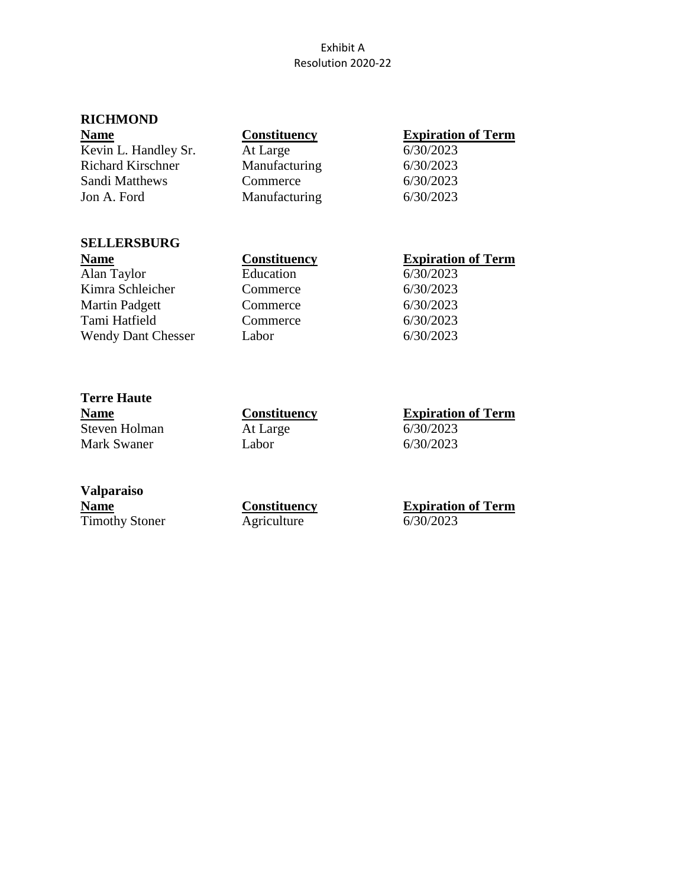Exhibit A
Resolution 2020-22

**RICHMOND**

| Name | Constituency | Expiration of Term |
| --- | --- | --- |
| Kevin L. Handley Sr. | At Large | 6/30/2023 |
| Richard Kirschner | Manufacturing | 6/30/2023 |
| Sandi Matthews | Commerce | 6/30/2023 |
| Jon A. Ford | Manufacturing | 6/30/2023 |

**SELLERSBURG**

| Name | Constituency | Expiration of Term |
| --- | --- | --- |
| Alan Taylor | Education | 6/30/2023 |
| Kimra Schleicher | Commerce | 6/30/2023 |
| Martin Padgett | Commerce | 6/30/2023 |
| Tami Hatfield | Commerce | 6/30/2023 |
| Wendy Dant Chesser | Labor | 6/30/2023 |

**Terre Haute**

| Name | Constituency | Expiration of Term |
| --- | --- | --- |
| Steven Holman | At Large | 6/30/2023 |
| Mark Swaner | Labor | 6/30/2023 |

**Valparaiso**

| Name | Constituency | Expiration of Term |
| --- | --- | --- |
| Timothy Stoner | Agriculture | 6/30/2023 |